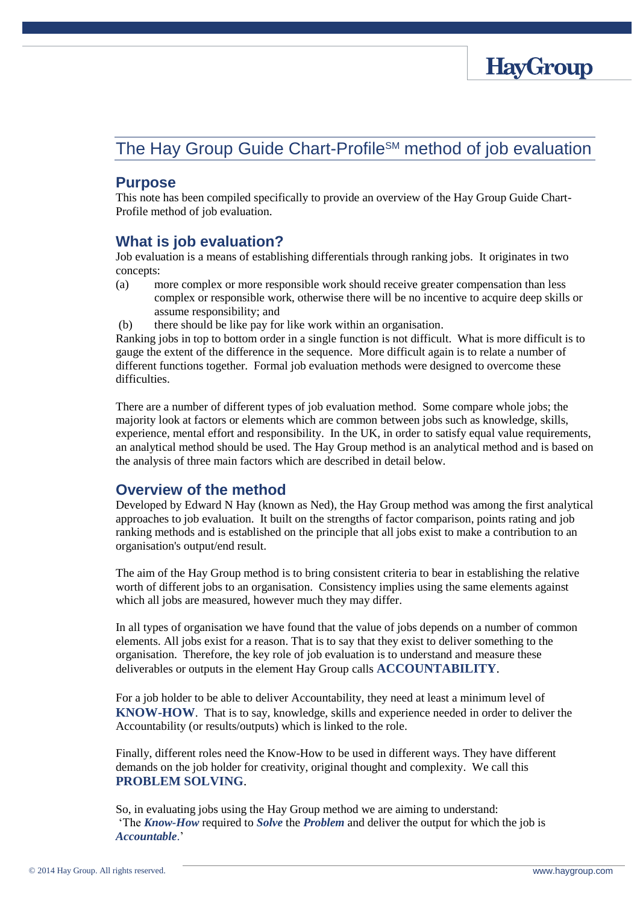# The Hay Group Guide Chart-Profile[SM] method of job evaluation

## Purpose

This note has been compiled specifically to provide an overview of the Hay Group Guide Chart-Profile method of job evaluation.

## What is job evaluation?

Job evaluation is a means of establishing differentials through ranking jobs. It originates in two concepts:

(a) more complex or more responsible work should receive greater compensation than less complex or responsible work, otherwise there will be no incentive to acquire deep skills or assume responsibility; and

(b) there should be like pay for like work within an organisation.

Ranking jobs in top to bottom order in a single function is not difficult. What is more difficult is to gauge the extent of the difference in the sequence. More difficult again is to relate a number of different functions together. Formal job evaluation methods were designed to overcome these difficulties.

There are a number of different types of job evaluation method. Some compare whole jobs; the majority look at factors or elements which are common between jobs such as knowledge, skills, experience, mental effort and responsibility. In the UK, in order to satisfy equal value requirements, an analytical method should be used. The Hay Group method is an analytical method and is based on the analysis of three main factors which are described in detail below.

## Overview of the method

Developed by Edward N Hay (known as Ned), the Hay Group method was among the first analytical approaches to job evaluation. It built on the strengths of factor comparison, points rating and job ranking methods and is established on the principle that all jobs exist to make a contribution to an organisation's output/end result.

The aim of the Hay Group method is to bring consistent criteria to bear in establishing the relative worth of different jobs to an organisation. Consistency implies using the same elements against which all jobs are measured, however much they may differ.

In all types of organisation we have found that the value of jobs depends on a number of common elements. All jobs exist for a reason. That is to say that they exist to deliver something to the organisation. Therefore, the key role of job evaluation is to understand and measure these deliverables or outputs in the element Hay Group calls **ACCOUNTABILITY**.

For a job holder to be able to deliver Accountability, they need at least a minimum level of **KNOW-HOW**. That is to say, knowledge, skills and experience needed in order to deliver the Accountability (or results/outputs) which is linked to the role.

Finally, different roles need the Know-How to be used in different ways. They have different demands on the job holder for creativity, original thought and complexity. We call this **PROBLEM SOLVING**.

So, in evaluating jobs using the Hay Group method we are aiming to understand:
'The ***Know-How*** required to ***Solve*** the ***Problem*** and deliver the output for which the job is ***Accountable***.'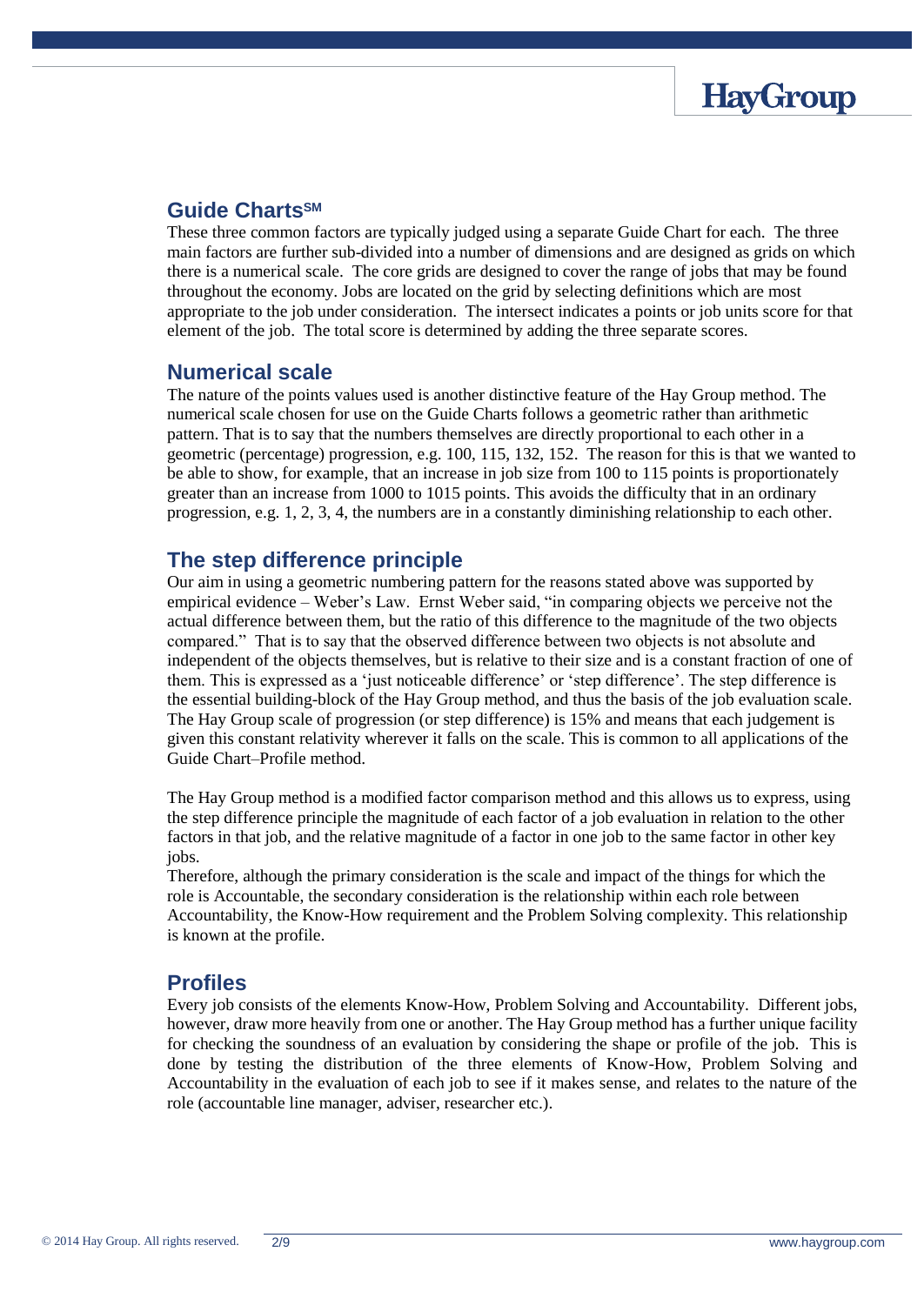## Guide Charts[SM]

These three common factors are typically judged using a separate Guide Chart for each. The three main factors are further sub-divided into a number of dimensions and are designed as grids on which there is a numerical scale. The core grids are designed to cover the range of jobs that may be found throughout the economy. Jobs are located on the grid by selecting definitions which are most appropriate to the job under consideration. The intersect indicates a points or job units score for that element of the job. The total score is determined by adding the three separate scores.

## Numerical scale

The nature of the points values used is another distinctive feature of the Hay Group method. The numerical scale chosen for use on the Guide Charts follows a geometric rather than arithmetic pattern. That is to say that the numbers themselves are directly proportional to each other in a geometric (percentage) progression, e.g. 100, 115, 132, 152. The reason for this is that we wanted to be able to show, for example, that an increase in job size from 100 to 115 points is proportionately greater than an increase from 1000 to 1015 points. This avoids the difficulty that in an ordinary progression, e.g. 1, 2, 3, 4, the numbers are in a constantly diminishing relationship to each other.

## The step difference principle

Our aim in using a geometric numbering pattern for the reasons stated above was supported by empirical evidence – Weber's Law. Ernst Weber said, "in comparing objects we perceive not the actual difference between them, but the ratio of this difference to the magnitude of the two objects compared." That is to say that the observed difference between two objects is not absolute and independent of the objects themselves, but is relative to their size and is a constant fraction of one of them. This is expressed as a 'just noticeable difference' or 'step difference'. The step difference is the essential building-block of the Hay Group method, and thus the basis of the job evaluation scale. The Hay Group scale of progression (or step difference) is 15% and means that each judgement is given this constant relativity wherever it falls on the scale. This is common to all applications of the Guide Chart–Profile method.

The Hay Group method is a modified factor comparison method and this allows us to express, using the step difference principle the magnitude of each factor of a job evaluation in relation to the other factors in that job, and the relative magnitude of a factor in one job to the same factor in other key jobs.
Therefore, although the primary consideration is the scale and impact of the things for which the role is Accountable, the secondary consideration is the relationship within each role between Accountability, the Know-How requirement and the Problem Solving complexity. This relationship is known at the profile.

## Profiles

Every job consists of the elements Know-How, Problem Solving and Accountability. Different jobs, however, draw more heavily from one or another. The Hay Group method has a further unique facility for checking the soundness of an evaluation by considering the shape or profile of the job. This is done by testing the distribution of the three elements of Know-How, Problem Solving and Accountability in the evaluation of each job to see if it makes sense, and relates to the nature of the role (accountable line manager, adviser, researcher etc.).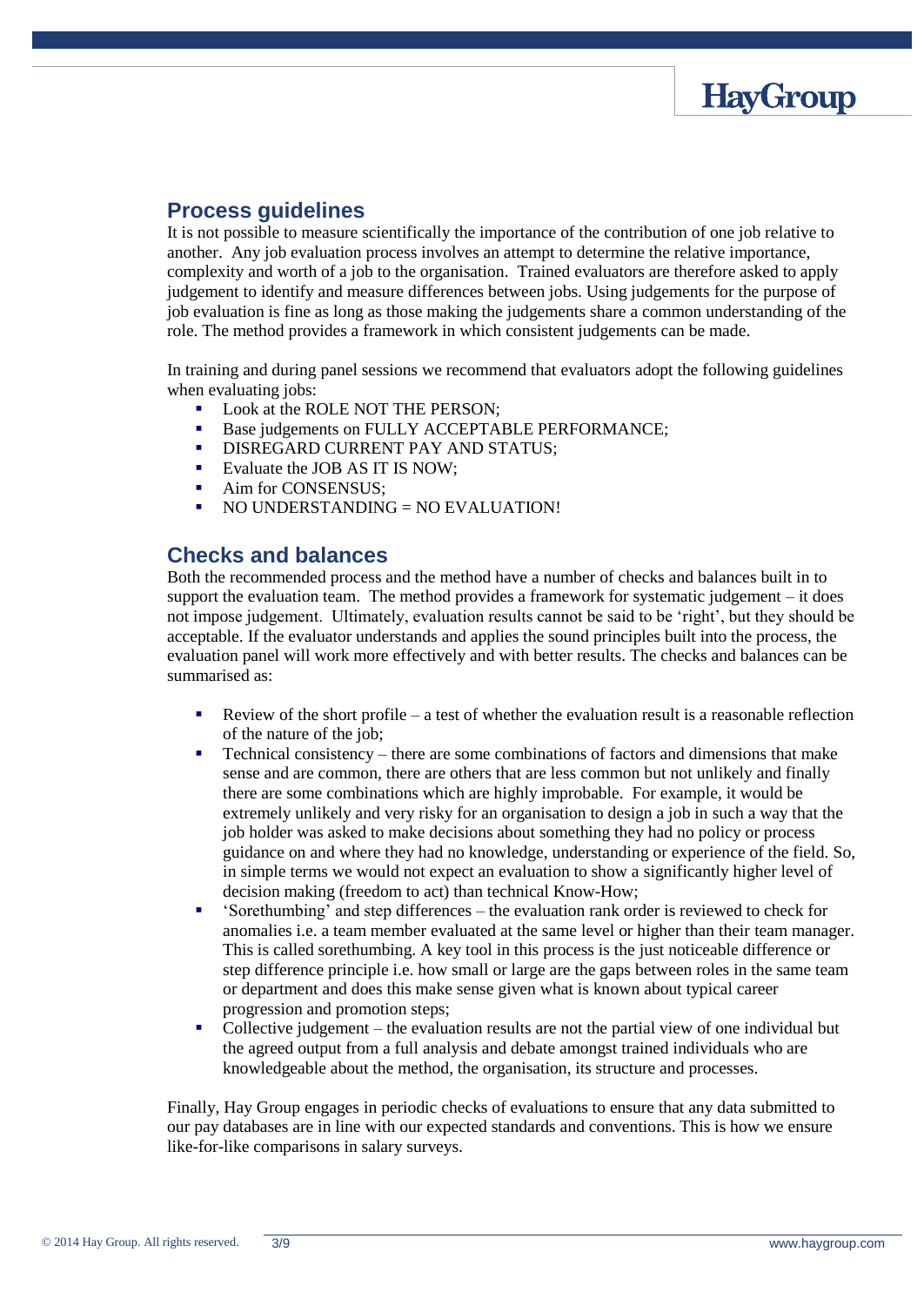## Process guidelines

It is not possible to measure scientifically the importance of the contribution of one job relative to another. Any job evaluation process involves an attempt to determine the relative importance, complexity and worth of a job to the organisation. Trained evaluators are therefore asked to apply judgement to identify and measure differences between jobs. Using judgements for the purpose of job evaluation is fine as long as those making the judgements share a common understanding of the role. The method provides a framework in which consistent judgements can be made.

In training and during panel sessions we recommend that evaluators adopt the following guidelines when evaluating jobs:

- Look at the ROLE NOT THE PERSON;
- Base judgements on FULLY ACCEPTABLE PERFORMANCE;
- DISREGARD CURRENT PAY AND STATUS;
- Evaluate the JOB AS IT IS NOW;
- Aim for CONSENSUS;
- NO UNDERSTANDING = NO EVALUATION!

## Checks and balances

Both the recommended process and the method have a number of checks and balances built in to support the evaluation team. The method provides a framework for systematic judgement – it does not impose judgement. Ultimately, evaluation results cannot be said to be 'right', but they should be acceptable. If the evaluator understands and applies the sound principles built into the process, the evaluation panel will work more effectively and with better results. The checks and balances can be summarised as:

- Review of the short profile – a test of whether the evaluation result is a reasonable reflection of the nature of the job;
- Technical consistency – there are some combinations of factors and dimensions that make sense and are common, there are others that are less common but not unlikely and finally there are some combinations which are highly improbable. For example, it would be extremely unlikely and very risky for an organisation to design a job in such a way that the job holder was asked to make decisions about something they had no policy or process guidance on and where they had no knowledge, understanding or experience of the field. So, in simple terms we would not expect an evaluation to show a significantly higher level of decision making (freedom to act) than technical Know-How;
- 'Sorethumbing' and step differences – the evaluation rank order is reviewed to check for anomalies i.e. a team member evaluated at the same level or higher than their team manager. This is called sorethumbing. A key tool in this process is the just noticeable difference or step difference principle i.e. how small or large are the gaps between roles in the same team or department and does this make sense given what is known about typical career progression and promotion steps;
- Collective judgement – the evaluation results are not the partial view of one individual but the agreed output from a full analysis and debate amongst trained individuals who are knowledgeable about the method, the organisation, its structure and processes.

Finally, Hay Group engages in periodic checks of evaluations to ensure that any data submitted to our pay databases are in line with our expected standards and conventions. This is how we ensure like-for-like comparisons in salary surveys.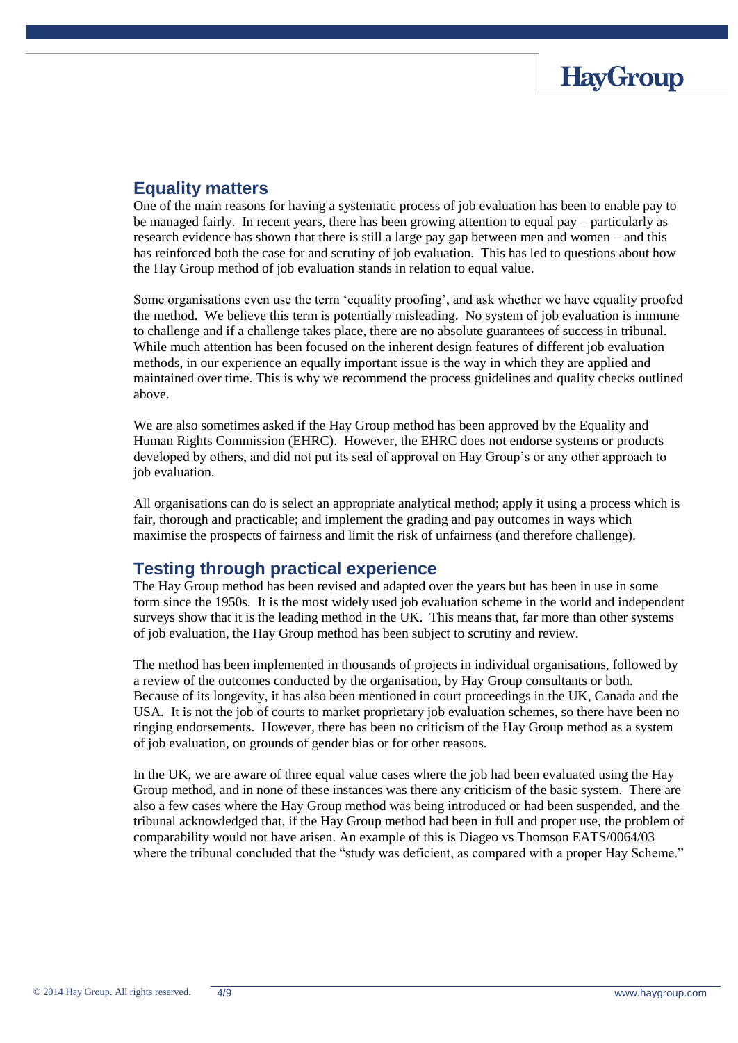## Equality matters

One of the main reasons for having a systematic process of job evaluation has been to enable pay to be managed fairly. In recent years, there has been growing attention to equal pay – particularly as research evidence has shown that there is still a large pay gap between men and women – and this has reinforced both the case for and scrutiny of job evaluation. This has led to questions about how the Hay Group method of job evaluation stands in relation to equal value.

Some organisations even use the term 'equality proofing', and ask whether we have equality proofed the method. We believe this term is potentially misleading. No system of job evaluation is immune to challenge and if a challenge takes place, there are no absolute guarantees of success in tribunal. While much attention has been focused on the inherent design features of different job evaluation methods, in our experience an equally important issue is the way in which they are applied and maintained over time. This is why we recommend the process guidelines and quality checks outlined above.

We are also sometimes asked if the Hay Group method has been approved by the Equality and Human Rights Commission (EHRC). However, the EHRC does not endorse systems or products developed by others, and did not put its seal of approval on Hay Group's or any other approach to job evaluation.

All organisations can do is select an appropriate analytical method; apply it using a process which is fair, thorough and practicable; and implement the grading and pay outcomes in ways which maximise the prospects of fairness and limit the risk of unfairness (and therefore challenge).

## Testing through practical experience

The Hay Group method has been revised and adapted over the years but has been in use in some form since the 1950s. It is the most widely used job evaluation scheme in the world and independent surveys show that it is the leading method in the UK. This means that, far more than other systems of job evaluation, the Hay Group method has been subject to scrutiny and review.

The method has been implemented in thousands of projects in individual organisations, followed by a review of the outcomes conducted by the organisation, by Hay Group consultants or both. Because of its longevity, it has also been mentioned in court proceedings in the UK, Canada and the USA. It is not the job of courts to market proprietary job evaluation schemes, so there have been no ringing endorsements. However, there has been no criticism of the Hay Group method as a system of job evaluation, on grounds of gender bias or for other reasons.

In the UK, we are aware of three equal value cases where the job had been evaluated using the Hay Group method, and in none of these instances was there any criticism of the basic system. There are also a few cases where the Hay Group method was being introduced or had been suspended, and the tribunal acknowledged that, if the Hay Group method had been in full and proper use, the problem of comparability would not have arisen. An example of this is Diageo vs Thomson EATS/0064/03 where the tribunal concluded that the "study was deficient, as compared with a proper Hay Scheme."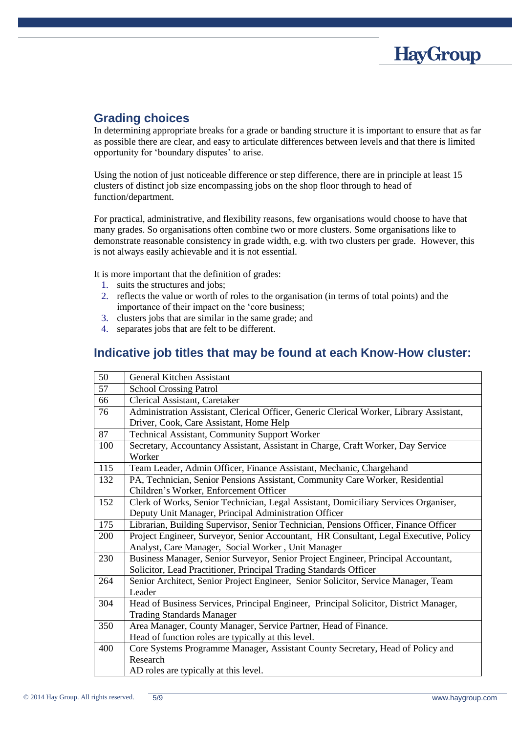## Grading choices

In determining appropriate breaks for a grade or banding structure it is important to ensure that as far as possible there are clear, and easy to articulate differences between levels and that there is limited opportunity for 'boundary disputes' to arise.

Using the notion of just noticeable difference or step difference, there are in principle at least 15 clusters of distinct job size encompassing jobs on the shop floor through to head of function/department.

For practical, administrative, and flexibility reasons, few organisations would choose to have that many grades. So organisations often combine two or more clusters. Some organisations like to demonstrate reasonable consistency in grade width, e.g. with two clusters per grade. However, this is not always easily achievable and it is not essential.

It is more important that the definition of grades:

1. suits the structures and jobs;
2. reflects the value or worth of roles to the organisation (in terms of total points) and the importance of their impact on the 'core business;
3. clusters jobs that are similar in the same grade; and
4. separates jobs that are felt to be different.

## Indicative job titles that may be found at each Know-How cluster:

| | |
|---|---|
| 50 | General Kitchen Assistant |
| 57 | School Crossing Patrol |
| 66 | Clerical Assistant, Caretaker |
| 76 | Administration Assistant, Clerical Officer, Generic Clerical Worker, Library Assistant, Driver, Cook, Care Assistant, Home Help |
| 87 | Technical Assistant, Community Support Worker |
| 100 | Secretary, Accountancy Assistant, Assistant in Charge, Craft Worker, Day Service Worker |
| 115 | Team Leader, Admin Officer, Finance Assistant, Mechanic, Chargehand |
| 132 | PA, Technician, Senior Pensions Assistant, Community Care Worker, Residential Children's Worker, Enforcement Officer |
| 152 | Clerk of Works, Senior Technician, Legal Assistant, Domiciliary Services Organiser, Deputy Unit Manager, Principal Administration Officer |
| 175 | Librarian, Building Supervisor, Senior Technician, Pensions Officer, Finance Officer |
| 200 | Project Engineer, Surveyor, Senior Accountant, HR Consultant, Legal Executive, Policy Analyst, Care Manager, Social Worker , Unit Manager |
| 230 | Business Manager, Senior Surveyor, Senior Project Engineer, Principal Accountant, Solicitor, Lead Practitioner, Principal Trading Standards Officer |
| 264 | Senior Architect, Senior Project Engineer, Senior Solicitor, Service Manager, Team Leader |
| 304 | Head of Business Services, Principal Engineer, Principal Solicitor, District Manager, Trading Standards Manager |
| 350 | Area Manager, County Manager, Service Partner, Head of Finance. Head of function roles are typically at this level. |
| 400 | Core Systems Programme Manager, Assistant County Secretary, Head of Policy and Research AD roles are typically at this level. |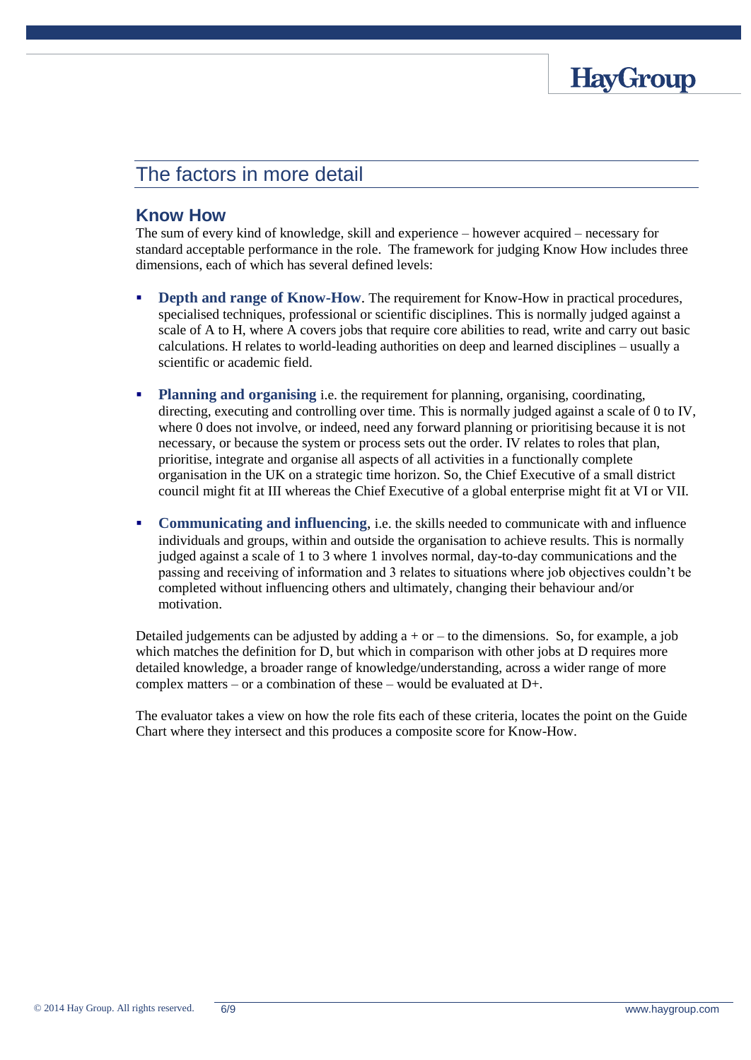## The factors in more detail

### Know How

The sum of every kind of knowledge, skill and experience – however acquired – necessary for standard acceptable performance in the role. The framework for judging Know How includes three dimensions, each of which has several defined levels:

- **Depth and range of Know-How**. The requirement for Know-How in practical procedures, specialised techniques, professional or scientific disciplines. This is normally judged against a scale of A to H, where A covers jobs that require core abilities to read, write and carry out basic calculations. H relates to world-leading authorities on deep and learned disciplines – usually a scientific or academic field.

- **Planning and organising** i.e. the requirement for planning, organising, coordinating, directing, executing and controlling over time. This is normally judged against a scale of 0 to IV, where 0 does not involve, or indeed, need any forward planning or prioritising because it is not necessary, or because the system or process sets out the order. IV relates to roles that plan, prioritise, integrate and organise all aspects of all activities in a functionally complete organisation in the UK on a strategic time horizon. So, the Chief Executive of a small district council might fit at III whereas the Chief Executive of a global enterprise might fit at VI or VII.

- **Communicating and influencing**, i.e. the skills needed to communicate with and influence individuals and groups, within and outside the organisation to achieve results. This is normally judged against a scale of 1 to 3 where 1 involves normal, day-to-day communications and the passing and receiving of information and 3 relates to situations where job objectives couldn't be completed without influencing others and ultimately, changing their behaviour and/or motivation.

Detailed judgements can be adjusted by adding a + or – to the dimensions. So, for example, a job which matches the definition for D, but which in comparison with other jobs at D requires more detailed knowledge, a broader range of knowledge/understanding, across a wider range of more complex matters – or a combination of these – would be evaluated at D+.

The evaluator takes a view on how the role fits each of these criteria, locates the point on the Guide Chart where they intersect and this produces a composite score for Know-How.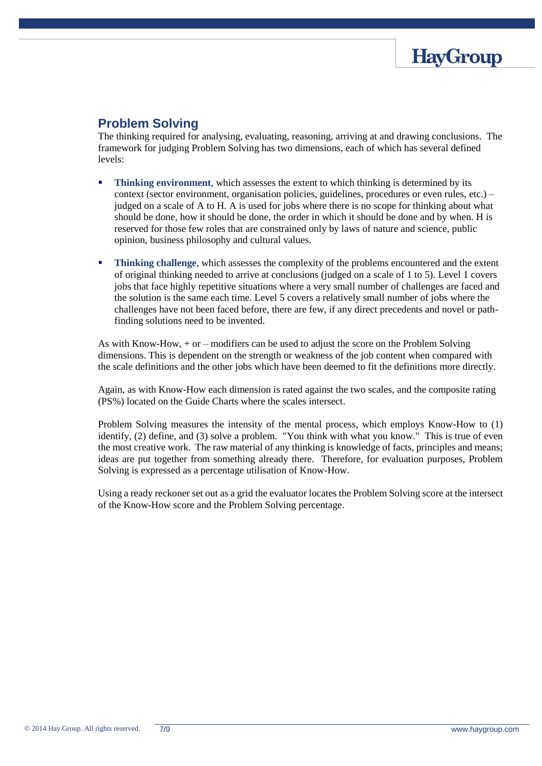## Problem Solving

The thinking required for analysing, evaluating, reasoning, arriving at and drawing conclusions. The framework for judging Problem Solving has two dimensions, each of which has several defined levels:

- **Thinking environment**, which assesses the extent to which thinking is determined by its context (sector environment, organisation policies, guidelines, procedures or even rules, etc.) – judged on a scale of A to H. A is used for jobs where there is no scope for thinking about what should be done, how it should be done, the order in which it should be done and by when. H is reserved for those few roles that are constrained only by laws of nature and science, public opinion, business philosophy and cultural values.

- **Thinking challenge**, which assesses the complexity of the problems encountered and the extent of original thinking needed to arrive at conclusions (judged on a scale of 1 to 5). Level 1 covers jobs that face highly repetitive situations where a very small number of challenges are faced and the solution is the same each time. Level 5 covers a relatively small number of jobs where the challenges have not been faced before, there are few, if any direct precedents and novel or path-finding solutions need to be invented.

As with Know-How, + or – modifiers can be used to adjust the score on the Problem Solving dimensions. This is dependent on the strength or weakness of the job content when compared with the scale definitions and the other jobs which have been deemed to fit the definitions more directly.

Again, as with Know-How each dimension is rated against the two scales, and the composite rating (PS%) located on the Guide Charts where the scales intersect.

Problem Solving measures the intensity of the mental process, which employs Know-How to (1) identify, (2) define, and (3) solve a problem. "You think with what you know." This is true of even the most creative work. The raw material of any thinking is knowledge of facts, principles and means; ideas are put together from something already there. Therefore, for evaluation purposes, Problem Solving is expressed as a percentage utilisation of Know-How.

Using a ready reckoner set out as a grid the evaluator locates the Problem Solving score at the intersect of the Know-How score and the Problem Solving percentage.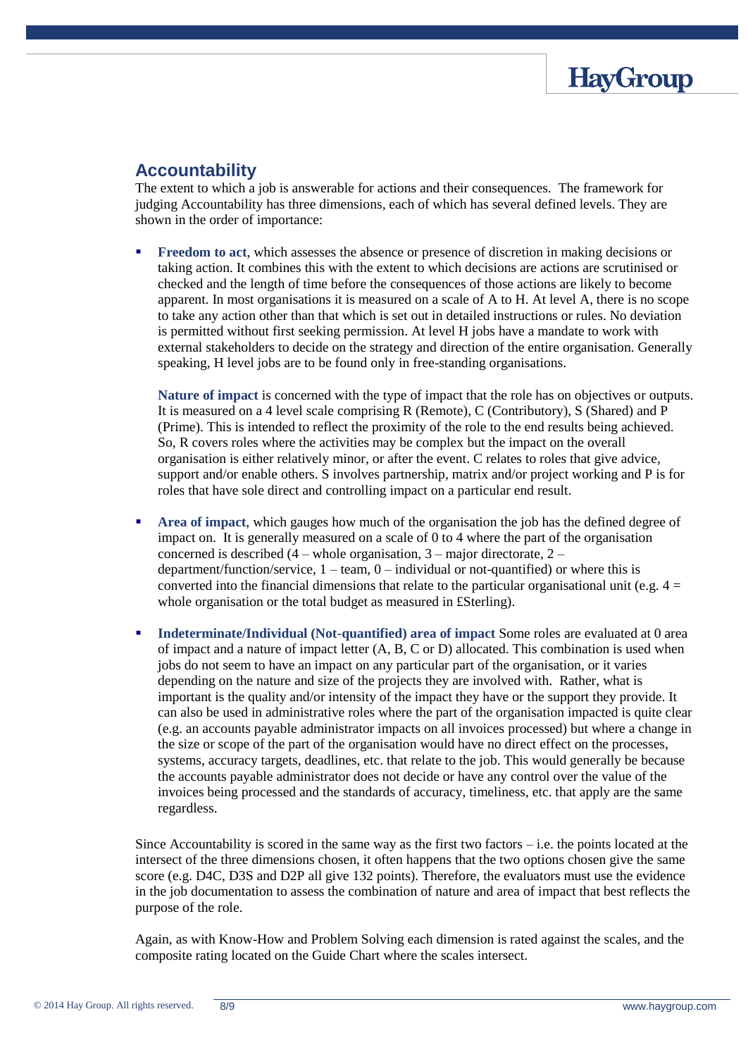## Accountability

The extent to which a job is answerable for actions and their consequences. The framework for judging Accountability has three dimensions, each of which has several defined levels. They are shown in the order of importance:

- **Freedom to act**, which assesses the absence or presence of discretion in making decisions or taking action. It combines this with the extent to which decisions are actions are scrutinised or checked and the length of time before the consequences of those actions are likely to become apparent. In most organisations it is measured on a scale of A to H. At level A, there is no scope to take any action other than that which is set out in detailed instructions or rules. No deviation is permitted without first seeking permission. At level H jobs have a mandate to work with external stakeholders to decide on the strategy and direction of the entire organisation. Generally speaking, H level jobs are to be found only in free-standing organisations.

  **Nature of impact** is concerned with the type of impact that the role has on objectives or outputs. It is measured on a 4 level scale comprising R (Remote), C (Contributory), S (Shared) and P (Prime). This is intended to reflect the proximity of the role to the end results being achieved. So, R covers roles where the activities may be complex but the impact on the overall organisation is either relatively minor, or after the event. C relates to roles that give advice, support and/or enable others. S involves partnership, matrix and/or project working and P is for roles that have sole direct and controlling impact on a particular end result.

- **Area of impact**, which gauges how much of the organisation the job has the defined degree of impact on. It is generally measured on a scale of 0 to 4 where the part of the organisation concerned is described (4 – whole organisation, 3 – major directorate, 2 – department/function/service, 1 – team, 0 – individual or not-quantified) or where this is converted into the financial dimensions that relate to the particular organisational unit (e.g. 4 = whole organisation or the total budget as measured in £Sterling).

- **Indeterminate/Individual (Not-quantified) area of impact** Some roles are evaluated at 0 area of impact and a nature of impact letter (A, B, C or D) allocated. This combination is used when jobs do not seem to have an impact on any particular part of the organisation, or it varies depending on the nature and size of the projects they are involved with. Rather, what is important is the quality and/or intensity of the impact they have or the support they provide. It can also be used in administrative roles where the part of the organisation impacted is quite clear (e.g. an accounts payable administrator impacts on all invoices processed) but where a change in the size or scope of the part of the organisation would have no direct effect on the processes, systems, accuracy targets, deadlines, etc. that relate to the job. This would generally be because the accounts payable administrator does not decide or have any control over the value of the invoices being processed and the standards of accuracy, timeliness, etc. that apply are the same regardless.

Since Accountability is scored in the same way as the first two factors – i.e. the points located at the intersect of the three dimensions chosen, it often happens that the two options chosen give the same score (e.g. D4C, D3S and D2P all give 132 points). Therefore, the evaluators must use the evidence in the job documentation to assess the combination of nature and area of impact that best reflects the purpose of the role.

Again, as with Know-How and Problem Solving each dimension is rated against the scales, and the composite rating located on the Guide Chart where the scales intersect.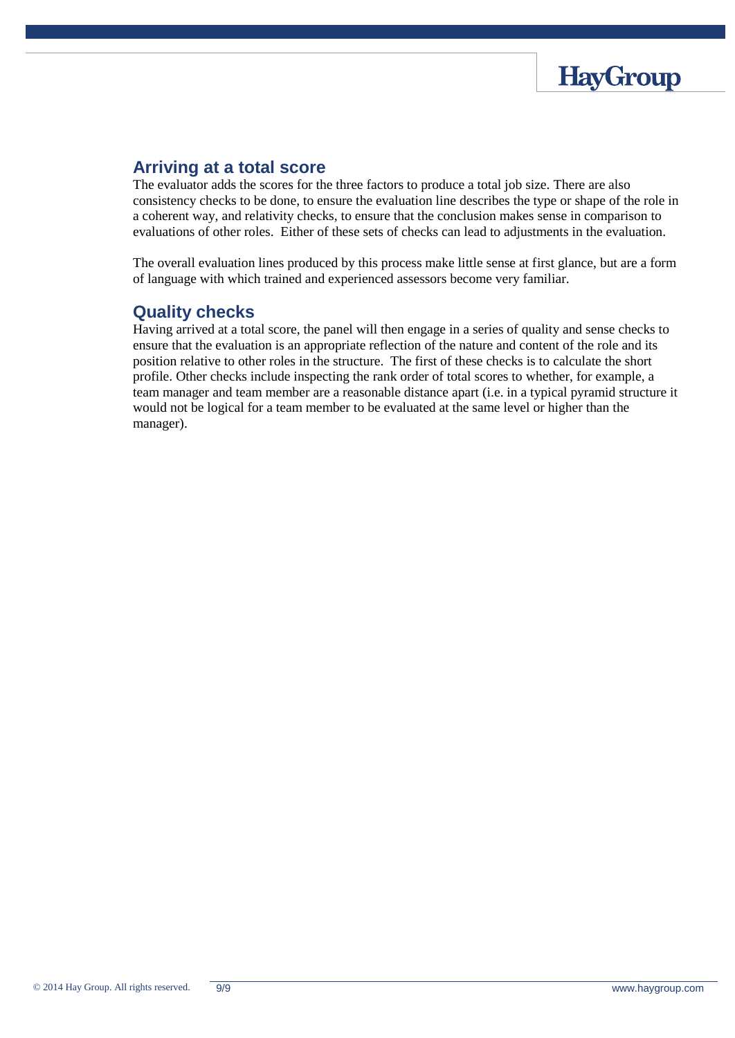## Arriving at a total score

The evaluator adds the scores for the three factors to produce a total job size. There are also consistency checks to be done, to ensure the evaluation line describes the type or shape of the role in a coherent way, and relativity checks, to ensure that the conclusion makes sense in comparison to evaluations of other roles.  Either of these sets of checks can lead to adjustments in the evaluation.

The overall evaluation lines produced by this process make little sense at first glance, but are a form of language with which trained and experienced assessors become very familiar.

## Quality checks

Having arrived at a total score, the panel will then engage in a series of quality and sense checks to ensure that the evaluation is an appropriate reflection of the nature and content of the role and its position relative to other roles in the structure.  The first of these checks is to calculate the short profile. Other checks include inspecting the rank order of total scores to whether, for example, a team manager and team member are a reasonable distance apart (i.e. in a typical pyramid structure it would not be logical for a team member to be evaluated at the same level or higher than the manager).